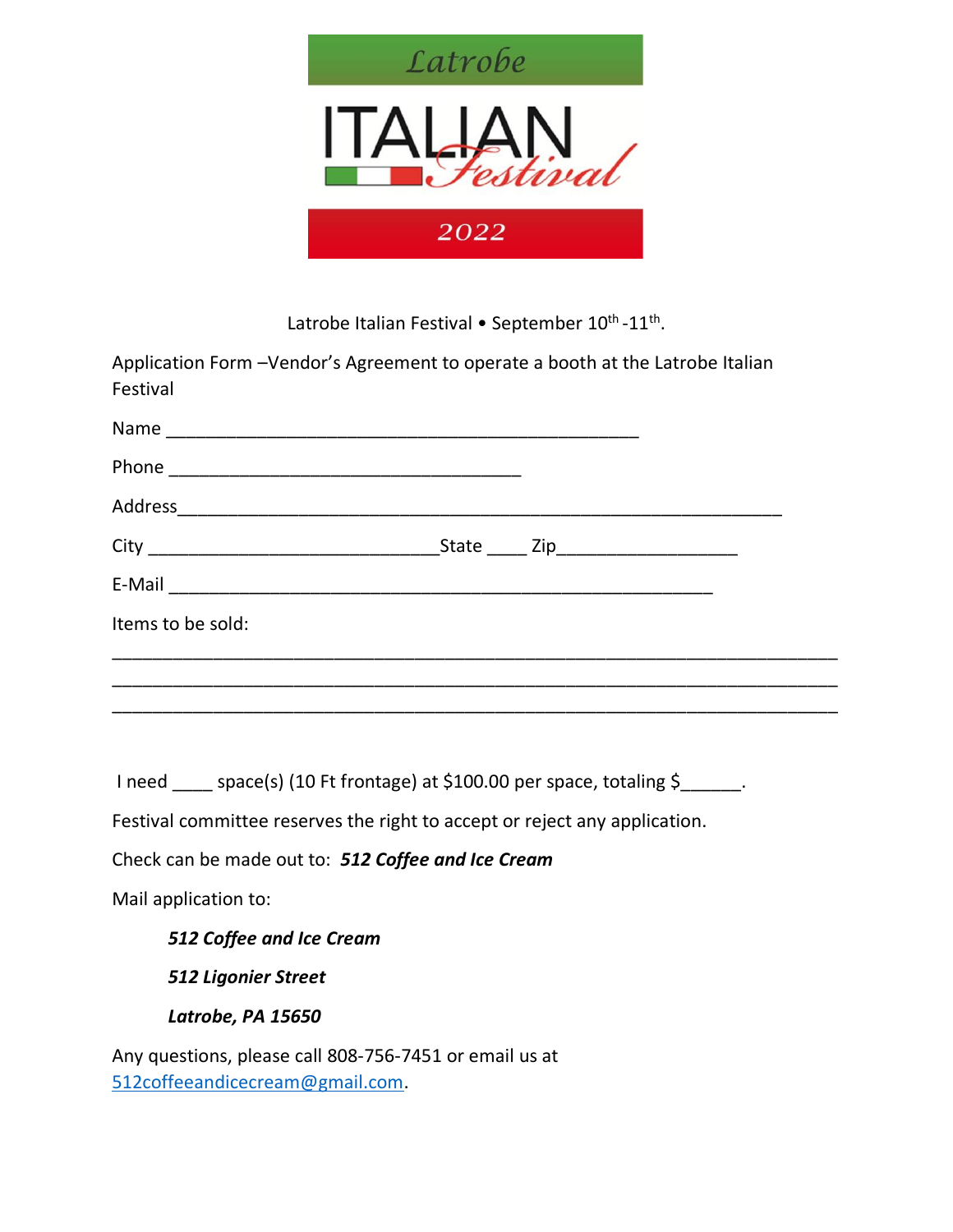# Latrobe ITALIAN Festival 2022

Latrobe Italian Festival • September 10th -11th.

Application Form –Vendor's Agreement to operate a booth at the Latrobe Italian Festival

Name _______________________________________________

Phone ___________________________________

Address_____________________________________________________________

City _____________________________State ____ Zip__________________

E-Mail ______________________________________________________

Items to be sold:

_________________________________________________________________________

_________________________________________________________________________

_________________________________________________________________________

I need ____ space(s) (10 Ft frontage) at $100.00 per space, totaling $______.

Festival committee reserves the right to accept or reject any application.

Check can be made out to: ***512 Coffee and Ice Cream***

Mail application to:

> ***512 Coffee and Ice Cream***
>
> ***512 Ligonier Street***
>
> ***Latrobe, PA 15650***

Any questions, please call 808-756-7451 or email us at 512coffeeandicecream@gmail.com.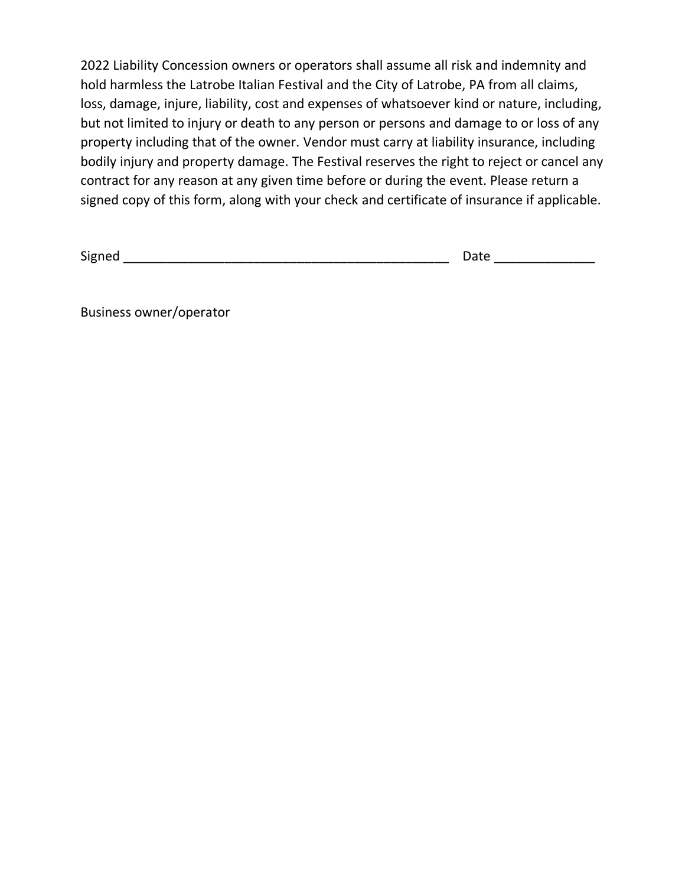2022 Liability Concession owners or operators shall assume all risk and indemnity and hold harmless the Latrobe Italian Festival and the City of Latrobe, PA from all claims, loss, damage, injure, liability, cost and expenses of whatsoever kind or nature, including, but not limited to injury or death to any person or persons and damage to or loss of any property including that of the owner. Vendor must carry at liability insurance, including bodily injury and property damage. The Festival reserves the right to reject or cancel any contract for any reason at any given time before or during the event. Please return a signed copy of this form, along with your check and certificate of insurance if applicable.

Signed _______________________________________________ Date ______________

Business owner/operator